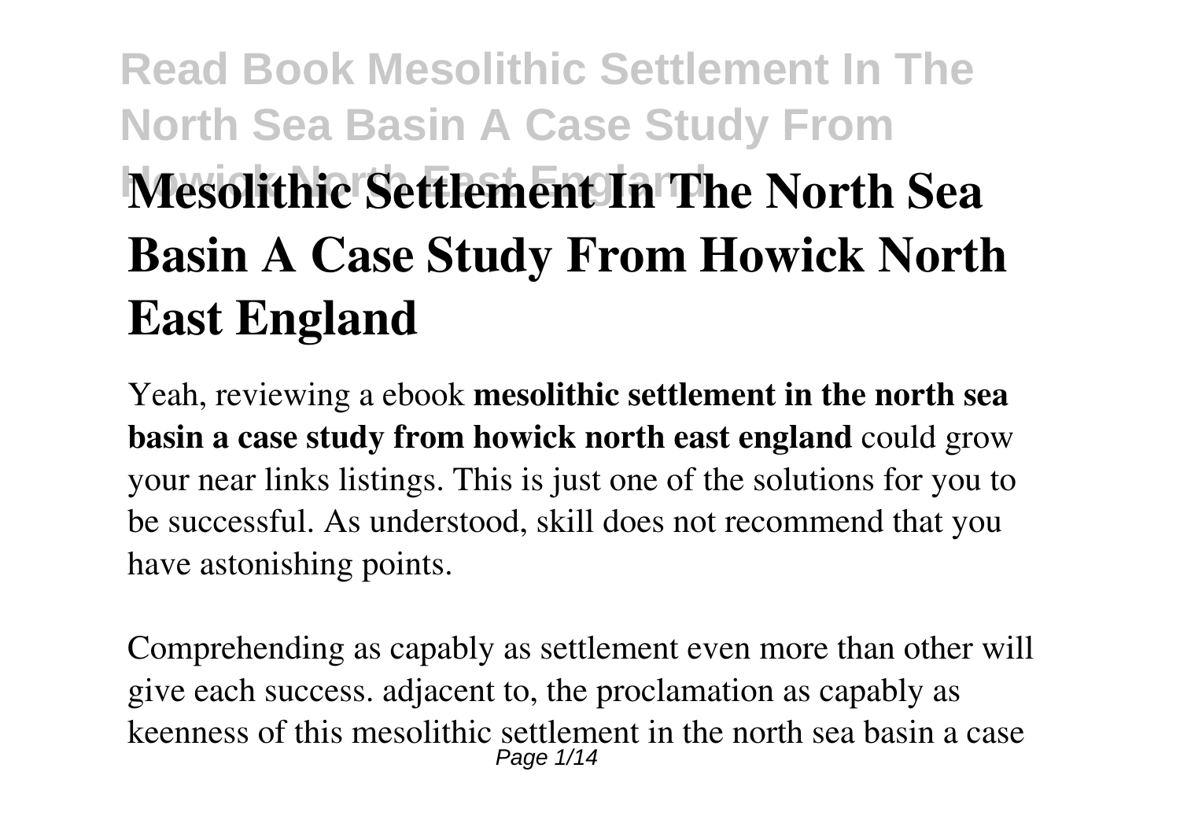# Mesolithic Settlement In The North Sea Basin A Case Study From Howick North East England

Yeah, reviewing a ebook **mesolithic settlement in the north sea basin a case study from howick north east england** could grow your near links listings. This is just one of the solutions for you to be successful. As understood, skill does not recommend that you have astonishing points.

Comprehending as capably as settlement even more than other will give each success. adjacent to, the proclamation as capably as keenness of this mesolithic settlement in the north sea basin a case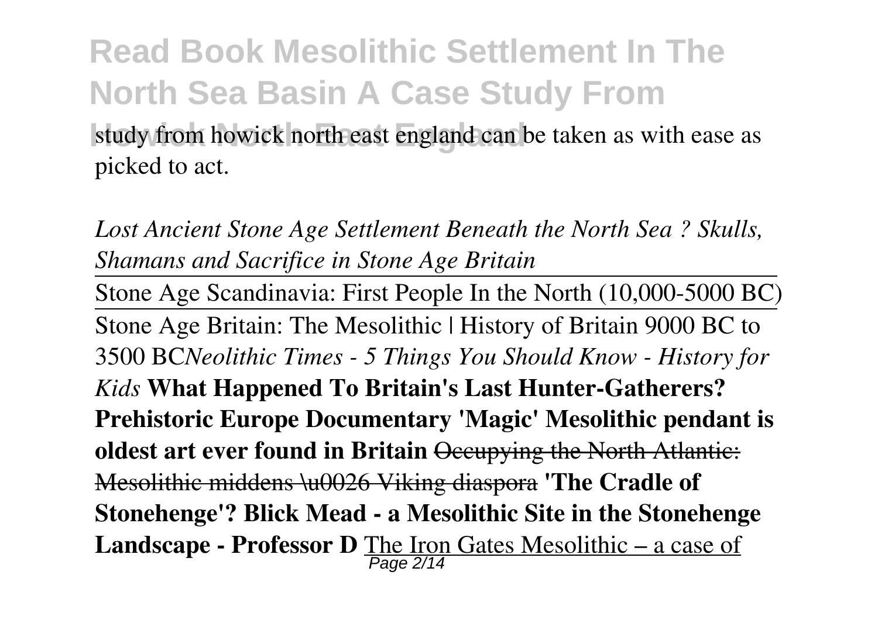study from howick north east england can be taken as with ease as picked to act.

*Lost Ancient Stone Age Settlement Beneath the North Sea ? Skulls, Shamans and Sacrifice in Stone Age Britain*

Stone Age Scandinavia: First People In the North (10,000-5000 BC)

Stone Age Britain: The Mesolithic | History of Britain 9000 BC to 3500 BC*Neolithic Times - 5 Things You Should Know - History for Kids* **What Happened To Britain's Last Hunter-Gatherers? Prehistoric Europe Documentary 'Magic' Mesolithic pendant is oldest art ever found in Britain** ~~Occupying the North Atlantic: Mesolithic middens \u0026 Viking diaspora~~ **'The Cradle of Stonehenge'? Blick Mead - a Mesolithic Site in the Stonehenge Landscape - Professor D** The Iron Gates Mesolithic – a case of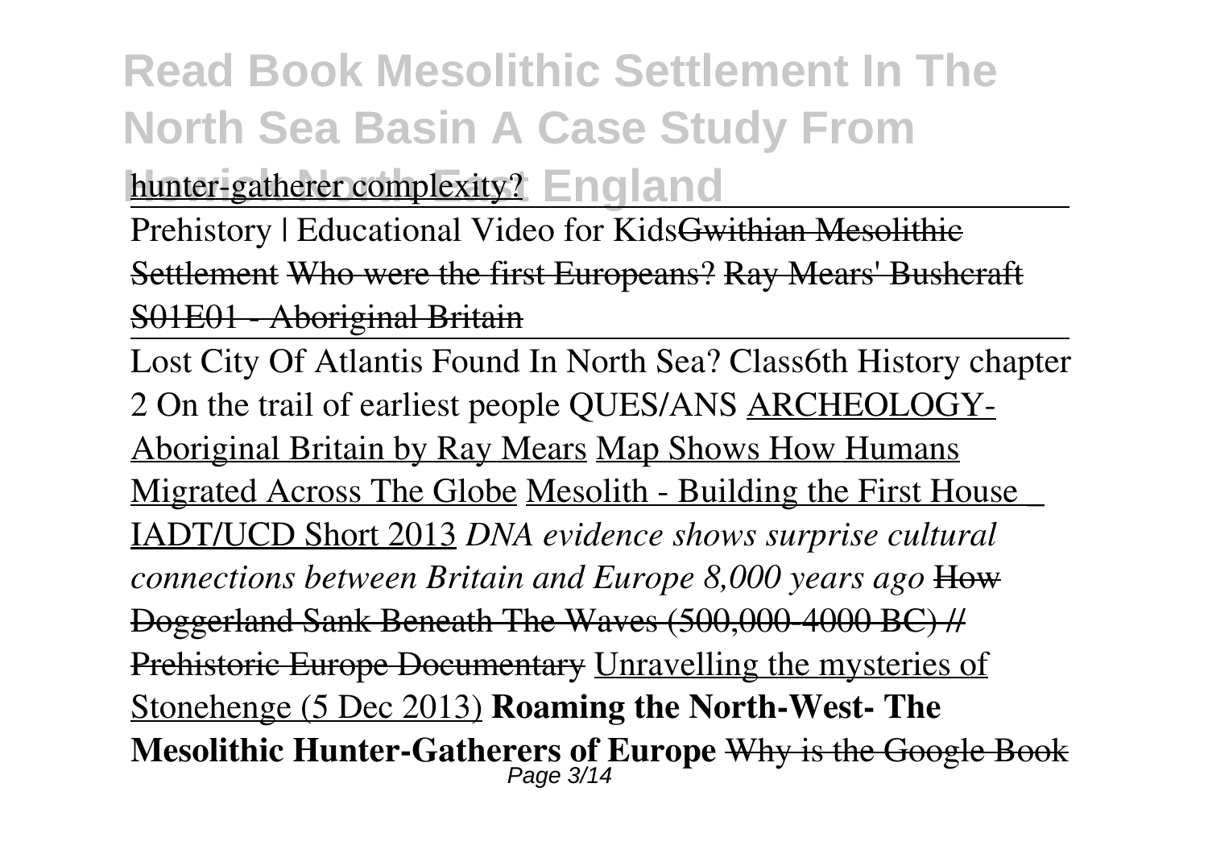hunter-gatherer complexity?

Prehistory | Educational Video for Kids~~Gwithian Mesolithic Settlement~~ ~~Who were the first Europeans?~~ ~~Ray Mears' Bushcraft S01E01 - Aboriginal Britain~~

Lost City Of Atlantis Found In North Sea? Class6th History chapter 2 On the trail of earliest people QUES/ANS ARCHEOLOGY-Aboriginal Britain by Ray Mears Map Shows How Humans Migrated Across The Globe Mesolith - Building the First House IADT/UCD Short 2013 *DNA evidence shows surprise cultural connections between Britain and Europe 8,000 years ago* ~~How Doggerland Sank Beneath The Waves (500,000-4000 BC) // Prehistoric Europe Documentary~~ Unravelling the mysteries of Stonehenge (5 Dec 2013) **Roaming the North-West- The Mesolithic Hunter-Gatherers of Europe** ~~Why is the Google Book~~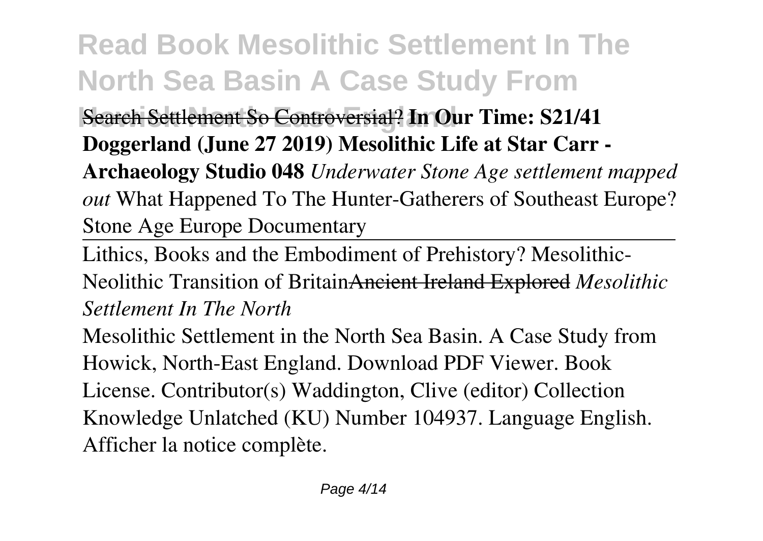~~Search Settlement So Controversial?~~ **In Our Time: S21/41 Doggerland (June 27 2019) Mesolithic Life at Star Carr - Archaeology Studio 048** *Underwater Stone Age settlement mapped out* What Happened To The Hunter-Gatherers of Southeast Europe? Stone Age Europe Documentary

Lithics, Books and the Embodiment of Prehistory? Mesolithic-Neolithic Transition of Britain~~Ancient Ireland Explored~~ *Mesolithic Settlement In The North*

Mesolithic Settlement in the North Sea Basin. A Case Study from Howick, North-East England. Download PDF Viewer. Book License. Contributor(s) Waddington, Clive (editor) Collection Knowledge Unlatched (KU) Number 104937. Language English. Afficher la notice complète.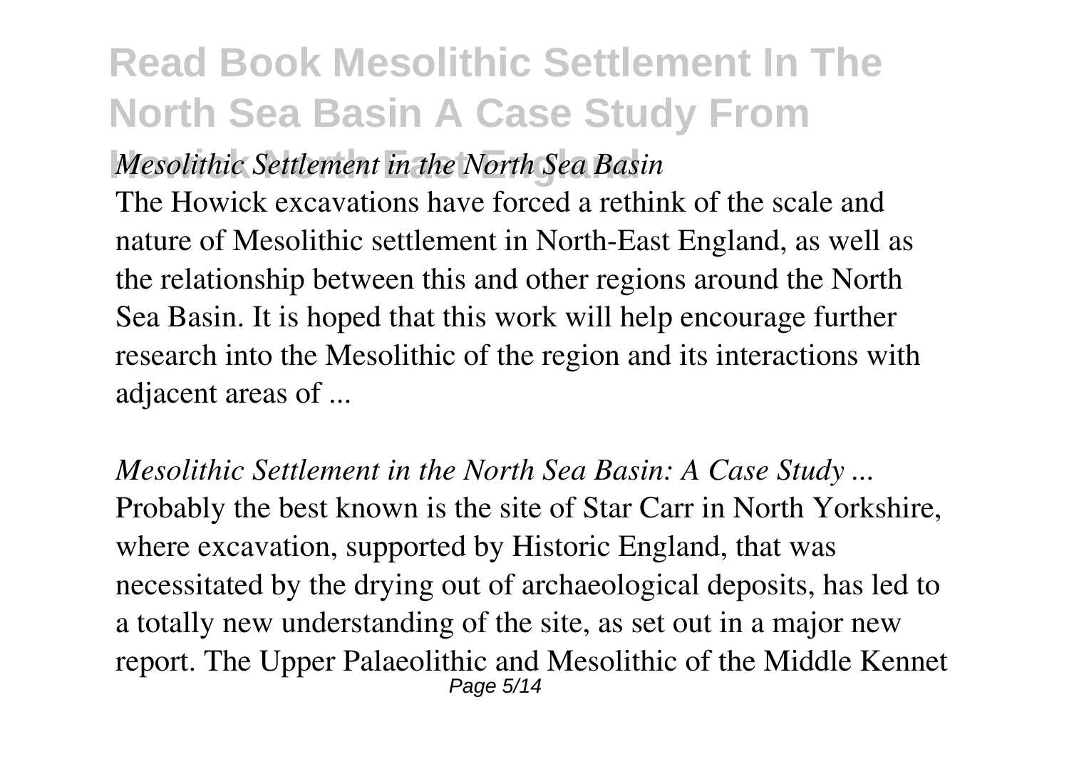*Mesolithic Settlement in the North Sea Basin*

The Howick excavations have forced a rethink of the scale and nature of Mesolithic settlement in North-East England, as well as the relationship between this and other regions around the North Sea Basin. It is hoped that this work will help encourage further research into the Mesolithic of the region and its interactions with adjacent areas of ...

*Mesolithic Settlement in the North Sea Basin: A Case Study ...*

Probably the best known is the site of Star Carr in North Yorkshire, where excavation, supported by Historic England, that was necessitated by the drying out of archaeological deposits, has led to a totally new understanding of the site, as set out in a major new report. The Upper Palaeolithic and Mesolithic of the Middle Kennet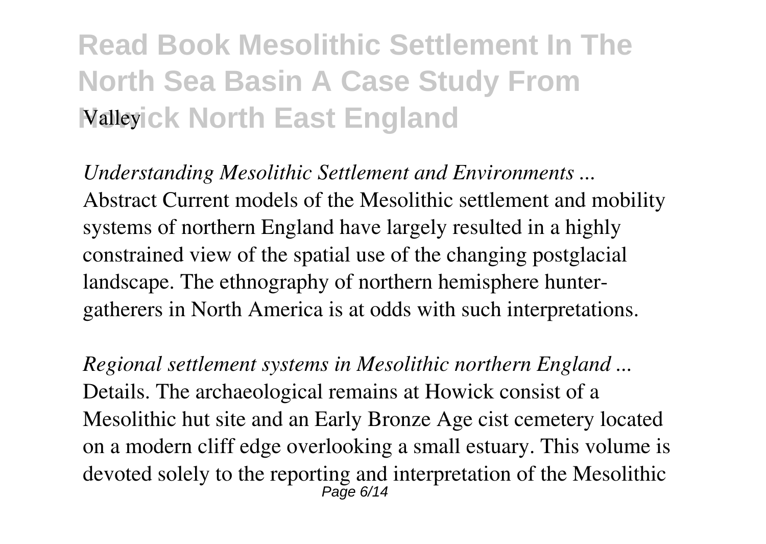Valley

*Understanding Mesolithic Settlement and Environments ...*
Abstract Current models of the Mesolithic settlement and mobility systems of northern England have largely resulted in a highly constrained view of the spatial use of the changing postglacial landscape. The ethnography of northern hemisphere hunter-gatherers in North America is at odds with such interpretations.

*Regional settlement systems in Mesolithic northern England ...*
Details. The archaeological remains at Howick consist of a Mesolithic hut site and an Early Bronze Age cist cemetery located on a modern cliff edge overlooking a small estuary. This volume is devoted solely to the reporting and interpretation of the Mesolithic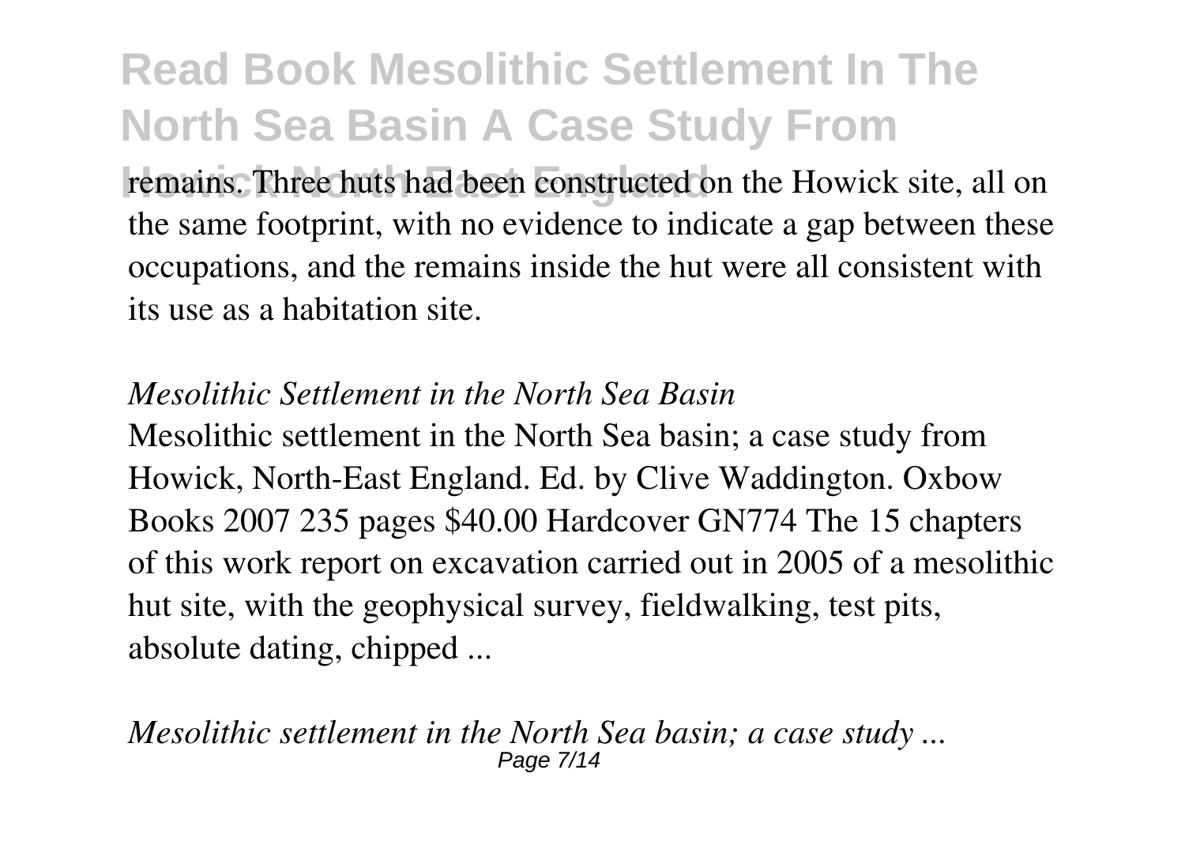remains. Three huts had been constructed on the Howick site, all on the same footprint, with no evidence to indicate a gap between these occupations, and the remains inside the hut were all consistent with its use as a habitation site.

*Mesolithic Settlement in the North Sea Basin*

Mesolithic settlement in the North Sea basin; a case study from Howick, North-East England. Ed. by Clive Waddington. Oxbow Books 2007 235 pages $40.00 Hardcover GN774 The 15 chapters of this work report on excavation carried out in 2005 of a mesolithic hut site, with the geophysical survey, fieldwalking, test pits, absolute dating, chipped ...

*Mesolithic settlement in the North Sea basin; a case study ...*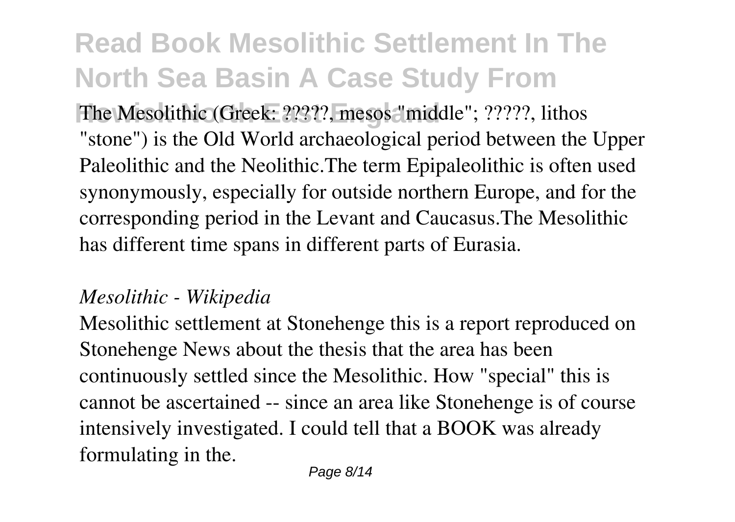The Mesolithic (Greek: ?????, mesos "middle"; ?????, lithos "stone") is the Old World archaeological period between the Upper Paleolithic and the Neolithic.The term Epipaleolithic is often used synonymously, especially for outside northern Europe, and for the corresponding period in the Levant and Caucasus.The Mesolithic has different time spans in different parts of Eurasia.

### *Mesolithic - Wikipedia*

Mesolithic settlement at Stonehenge this is a report reproduced on Stonehenge News about the thesis that the area has been continuously settled since the Mesolithic. How "special" this is cannot be ascertained -- since an area like Stonehenge is of course intensively investigated. I could tell that a BOOK was already formulating in the.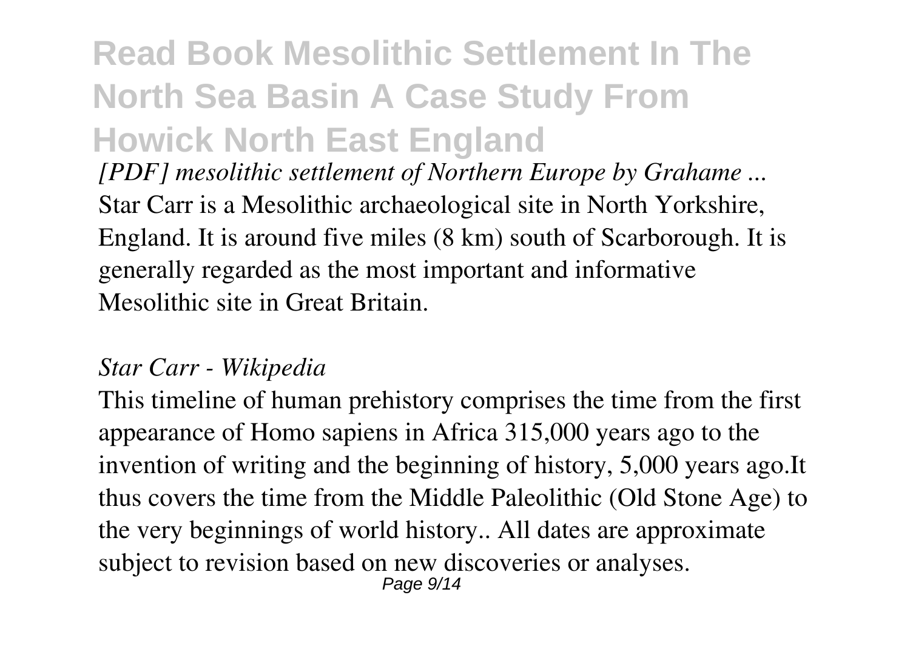# Read Book Mesolithic Settlement In The North Sea Basin A Case Study From Howick North East England

*[PDF] mesolithic settlement of Northern Europe by Grahame ...*

Star Carr is a Mesolithic archaeological site in North Yorkshire, England. It is around five miles (8 km) south of Scarborough. It is generally regarded as the most important and informative Mesolithic site in Great Britain.

*Star Carr - Wikipedia*

This timeline of human prehistory comprises the time from the first appearance of Homo sapiens in Africa 315,000 years ago to the invention of writing and the beginning of history, 5,000 years ago.It thus covers the time from the Middle Paleolithic (Old Stone Age) to the very beginnings of world history.. All dates are approximate subject to revision based on new discoveries or analyses.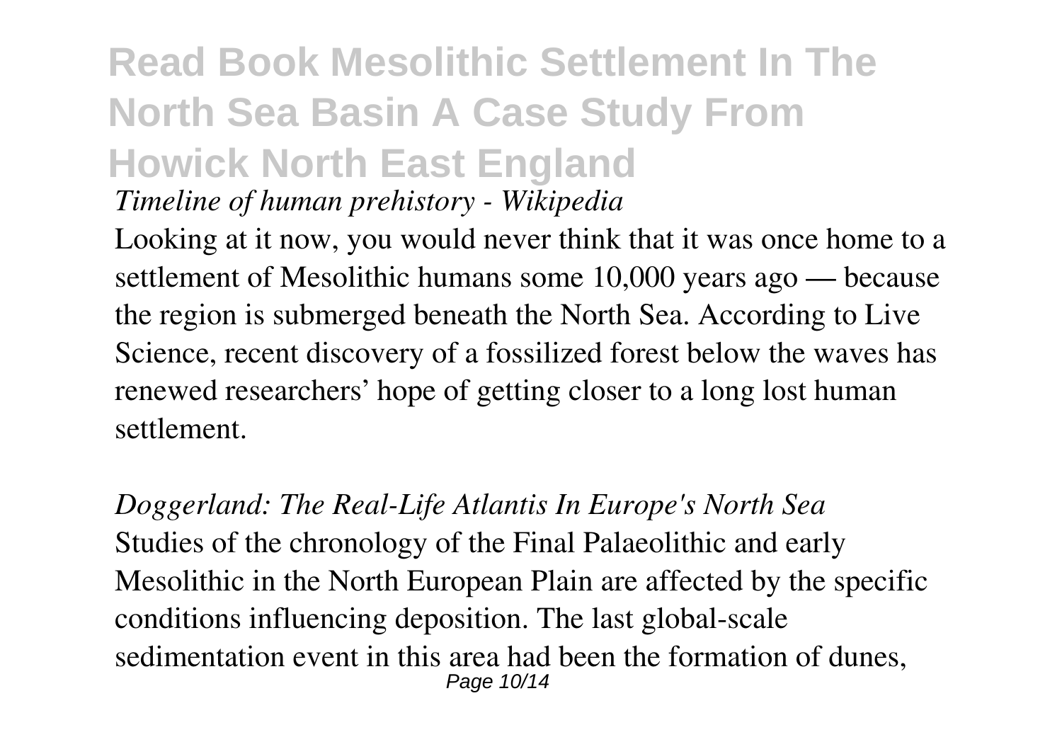*Timeline of human prehistory - Wikipedia*

Looking at it now, you would never think that it was once home to a settlement of Mesolithic humans some 10,000 years ago — because the region is submerged beneath the North Sea. According to Live Science, recent discovery of a fossilized forest below the waves has renewed researchers' hope of getting closer to a long lost human settlement.

*Doggerland: The Real-Life Atlantis In Europe's North Sea*

Studies of the chronology of the Final Palaeolithic and early Mesolithic in the North European Plain are affected by the specific conditions influencing deposition. The last global-scale sedimentation event in this area had been the formation of dunes,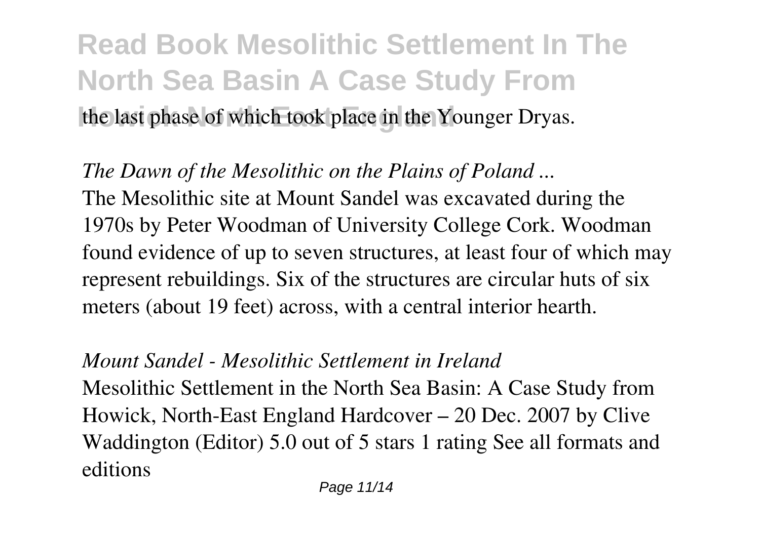the last phase of which took place in the Younger Dryas.

*The Dawn of the Mesolithic on the Plains of Poland ...*

The Mesolithic site at Mount Sandel was excavated during the 1970s by Peter Woodman of University College Cork. Woodman found evidence of up to seven structures, at least four of which may represent rebuildings. Six of the structures are circular huts of six meters (about 19 feet) across, with a central interior hearth.

*Mount Sandel - Mesolithic Settlement in Ireland*

Mesolithic Settlement in the North Sea Basin: A Case Study from Howick, North-East England Hardcover – 20 Dec. 2007 by Clive Waddington (Editor) 5.0 out of 5 stars 1 rating See all formats and editions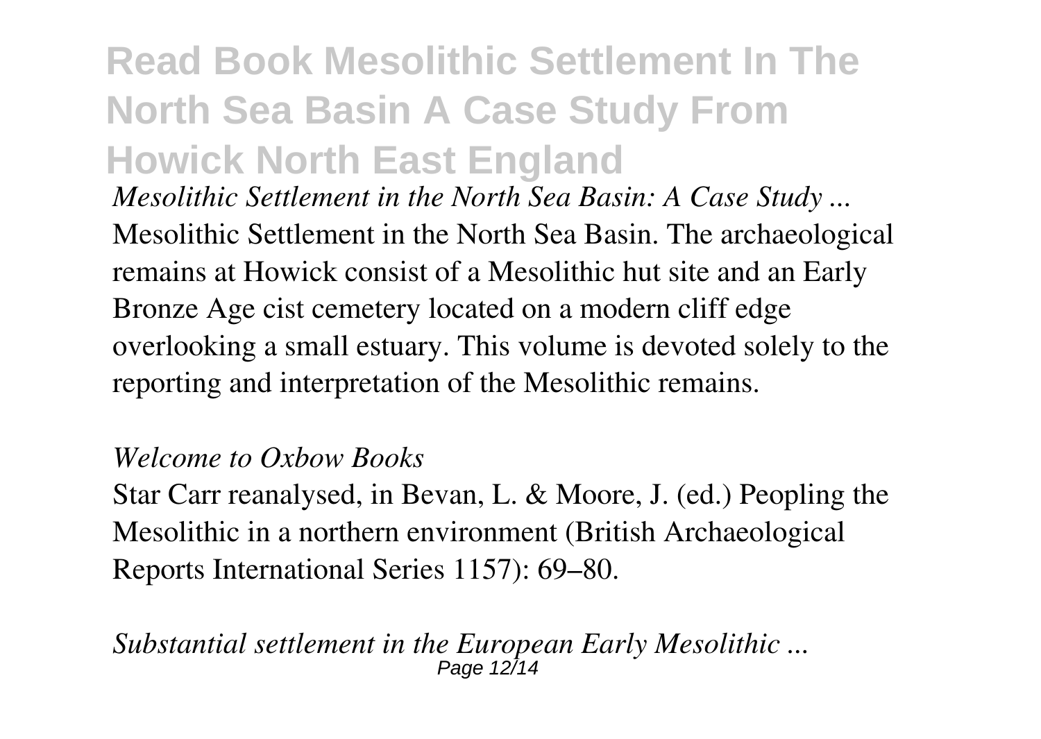# Read Book Mesolithic Settlement In The North Sea Basin A Case Study From Howick North East England

*Mesolithic Settlement in the North Sea Basin: A Case Study ...*

Mesolithic Settlement in the North Sea Basin. The archaeological remains at Howick consist of a Mesolithic hut site and an Early Bronze Age cist cemetery located on a modern cliff edge overlooking a small estuary. This volume is devoted solely to the reporting and interpretation of the Mesolithic remains.

*Welcome to Oxbow Books*

Star Carr reanalysed, in Bevan, L. & Moore, J. (ed.) Peopling the Mesolithic in a northern environment (British Archaeological Reports International Series 1157): 69–80.

*Substantial settlement in the European Early Mesolithic ...*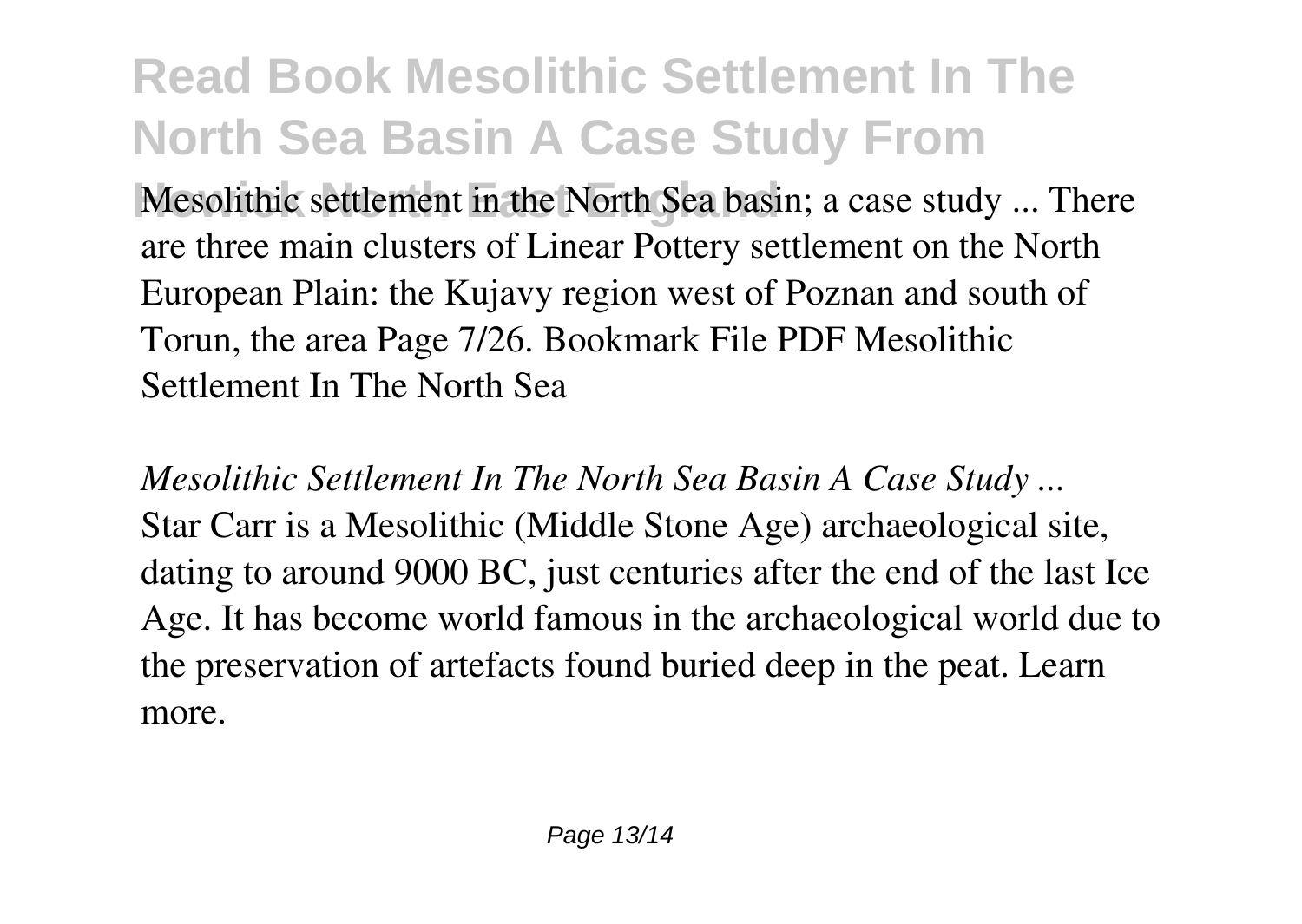Mesolithic settlement in the North Sea basin; a case study ... There are three main clusters of Linear Pottery settlement on the North European Plain: the Kujavy region west of Poznan and south of Torun, the area Page 7/26. Bookmark File PDF Mesolithic Settlement In The North Sea

*Mesolithic Settlement In The North Sea Basin A Case Study ...*

Star Carr is a Mesolithic (Middle Stone Age) archaeological site, dating to around 9000 BC, just centuries after the end of the last Ice Age. It has become world famous in the archaeological world due to the preservation of artefacts found buried deep in the peat. Learn more.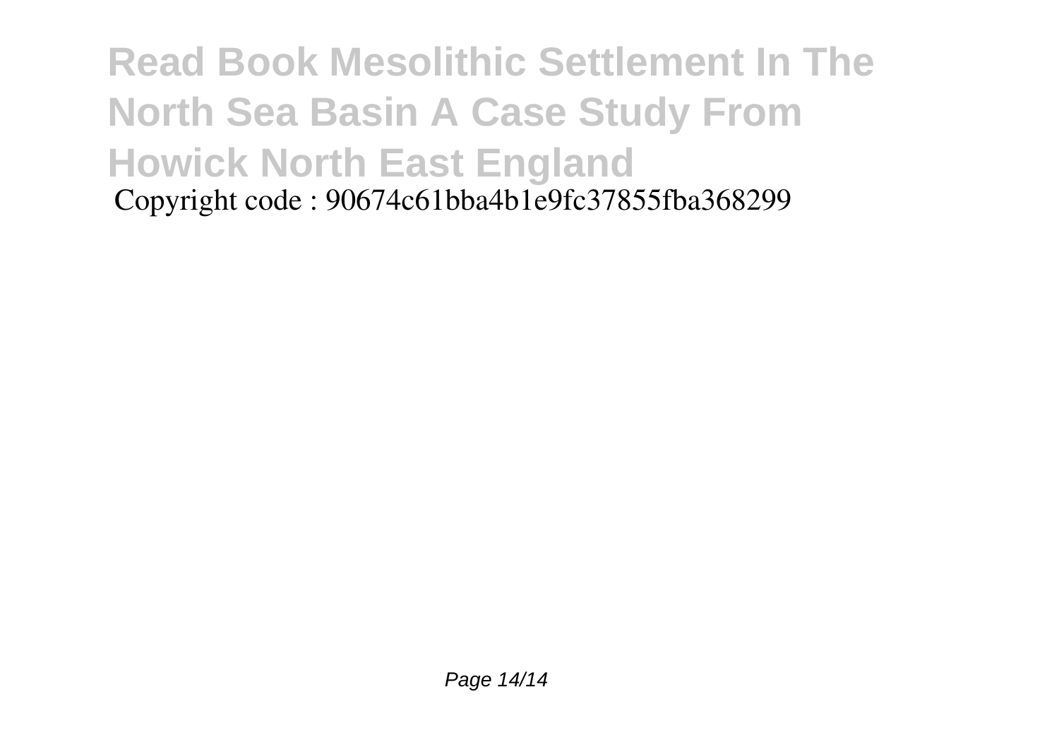Copyright code : 90674c61bba4b1e9fc37855fba368299